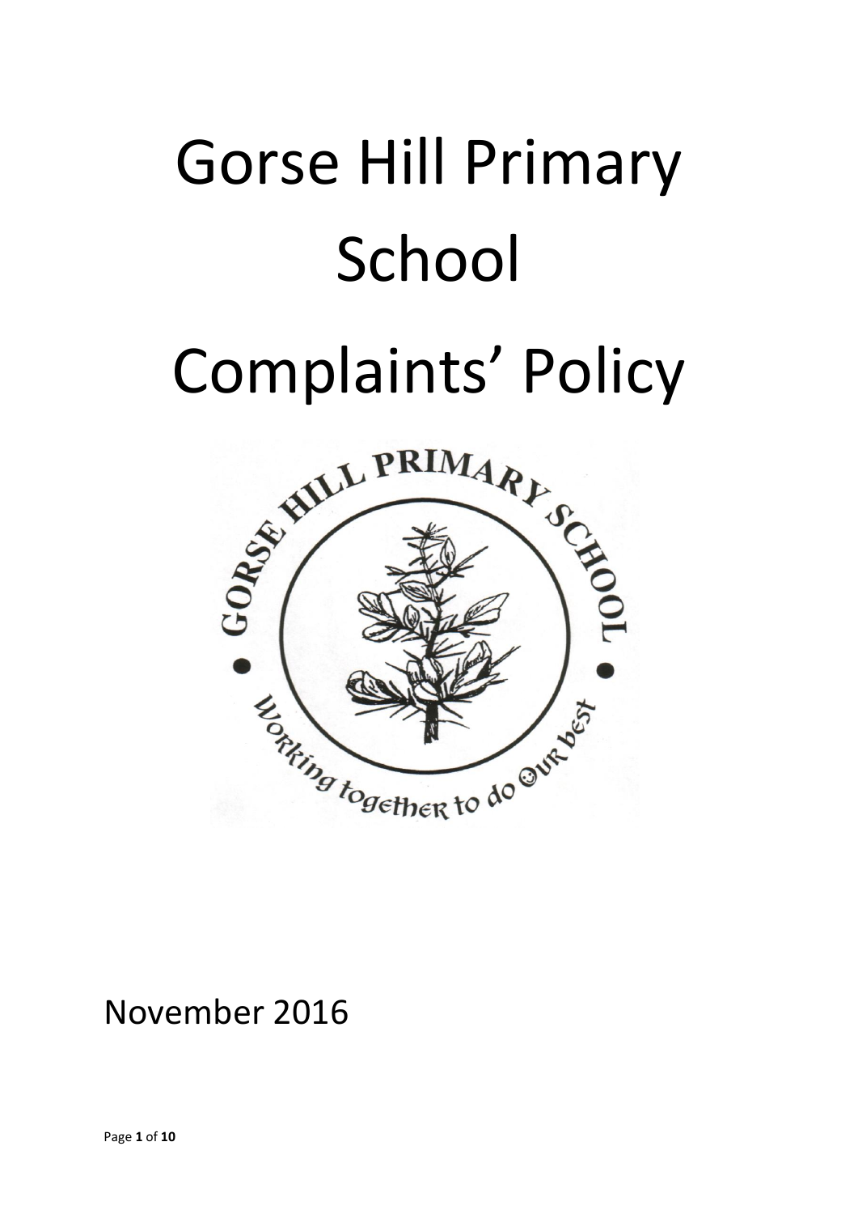# Gorse Hill Primary School

# Complaints' Policy

November 2016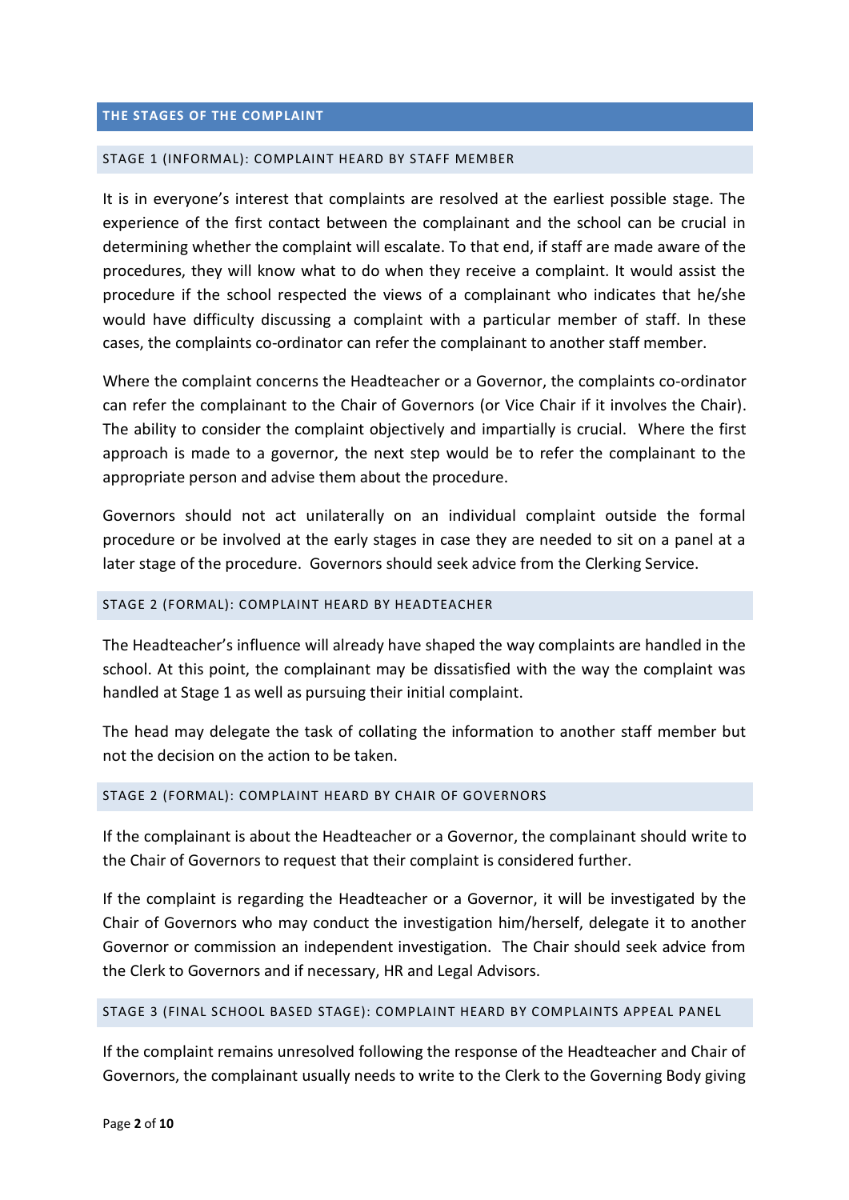## THE STAGES OF THE COMPLAINT

### STAGE 1 (INFORMAL): COMPLAINT HEARD BY STAFF MEMBER

It is in everyone's interest that complaints are resolved at the earliest possible stage. The experience of the first contact between the complainant and the school can be crucial in determining whether the complaint will escalate. To that end, if staff are made aware of the procedures, they will know what to do when they receive a complaint. It would assist the procedure if the school respected the views of a complainant who indicates that he/she would have difficulty discussing a complaint with a particular member of staff. In these cases, the complaints co-ordinator can refer the complainant to another staff member.

Where the complaint concerns the Headteacher or a Governor, the complaints co-ordinator can refer the complainant to the Chair of Governors (or Vice Chair if it involves the Chair). The ability to consider the complaint objectively and impartially is crucial. Where the first approach is made to a governor, the next step would be to refer the complainant to the appropriate person and advise them about the procedure.

Governors should not act unilaterally on an individual complaint outside the formal procedure or be involved at the early stages in case they are needed to sit on a panel at a later stage of the procedure. Governors should seek advice from the Clerking Service.

### STAGE 2 (FORMAL): COMPLAINT HEARD BY HEADTEACHER

The Headteacher's influence will already have shaped the way complaints are handled in the school. At this point, the complainant may be dissatisfied with the way the complaint was handled at Stage 1 as well as pursuing their initial complaint.

The head may delegate the task of collating the information to another staff member but not the decision on the action to be taken.

### STAGE 2 (FORMAL): COMPLAINT HEARD BY CHAIR OF GOVERNORS

If the complainant is about the Headteacher or a Governor, the complainant should write to the Chair of Governors to request that their complaint is considered further.

If the complaint is regarding the Headteacher or a Governor, it will be investigated by the Chair of Governors who may conduct the investigation him/herself, delegate it to another Governor or commission an independent investigation. The Chair should seek advice from the Clerk to Governors and if necessary, HR and Legal Advisors.

### STAGE 3 (FINAL SCHOOL BASED STAGE): COMPLAINT HEARD BY COMPLAINTS APPEAL PANEL

If the complaint remains unresolved following the response of the Headteacher and Chair of Governors, the complainant usually needs to write to the Clerk to the Governing Body giving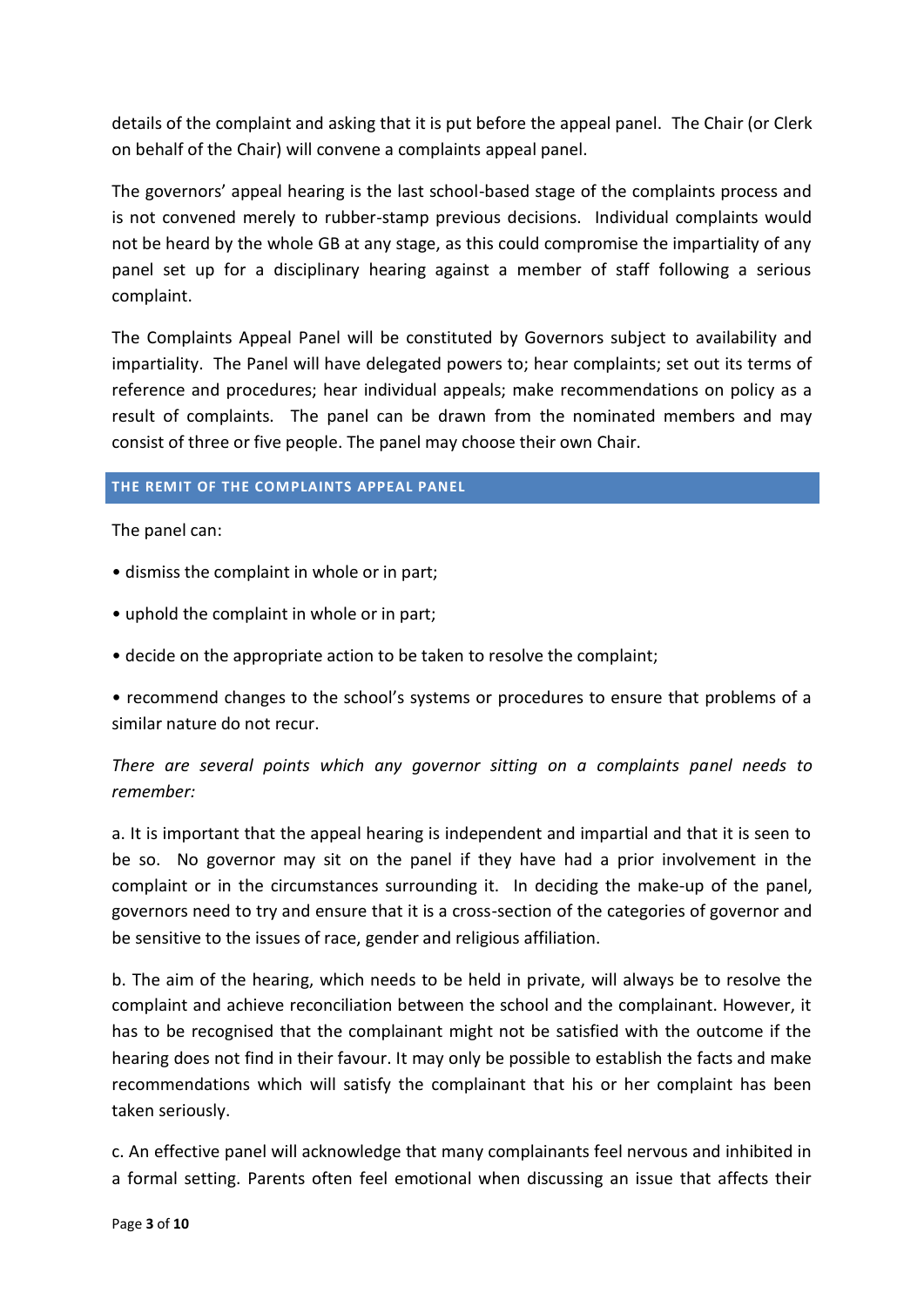details of the complaint and asking that it is put before the appeal panel. The Chair (or Clerk on behalf of the Chair) will convene a complaints appeal panel.

The governors' appeal hearing is the last school-based stage of the complaints process and is not convened merely to rubber-stamp previous decisions. Individual complaints would not be heard by the whole GB at any stage, as this could compromise the impartiality of any panel set up for a disciplinary hearing against a member of staff following a serious complaint.

The Complaints Appeal Panel will be constituted by Governors subject to availability and impartiality. The Panel will have delegated powers to; hear complaints; set out its terms of reference and procedures; hear individual appeals; make recommendations on policy as a result of complaints. The panel can be drawn from the nominated members and may consist of three or five people. The panel may choose their own Chair.

## THE REMIT OF THE COMPLAINTS APPEAL PANEL

The panel can:

- dismiss the complaint in whole or in part;
- uphold the complaint in whole or in part;
- decide on the appropriate action to be taken to resolve the complaint;
- recommend changes to the school's systems or procedures to ensure that problems of a similar nature do not recur.

*There are several points which any governor sitting on a complaints panel needs to remember:*

a. It is important that the appeal hearing is independent and impartial and that it is seen to be so. No governor may sit on the panel if they have had a prior involvement in the complaint or in the circumstances surrounding it. In deciding the make-up of the panel, governors need to try and ensure that it is a cross-section of the categories of governor and be sensitive to the issues of race, gender and religious affiliation.

b. The aim of the hearing, which needs to be held in private, will always be to resolve the complaint and achieve reconciliation between the school and the complainant. However, it has to be recognised that the complainant might not be satisfied with the outcome if the hearing does not find in their favour. It may only be possible to establish the facts and make recommendations which will satisfy the complainant that his or her complaint has been taken seriously.

c. An effective panel will acknowledge that many complainants feel nervous and inhibited in a formal setting. Parents often feel emotional when discussing an issue that affects their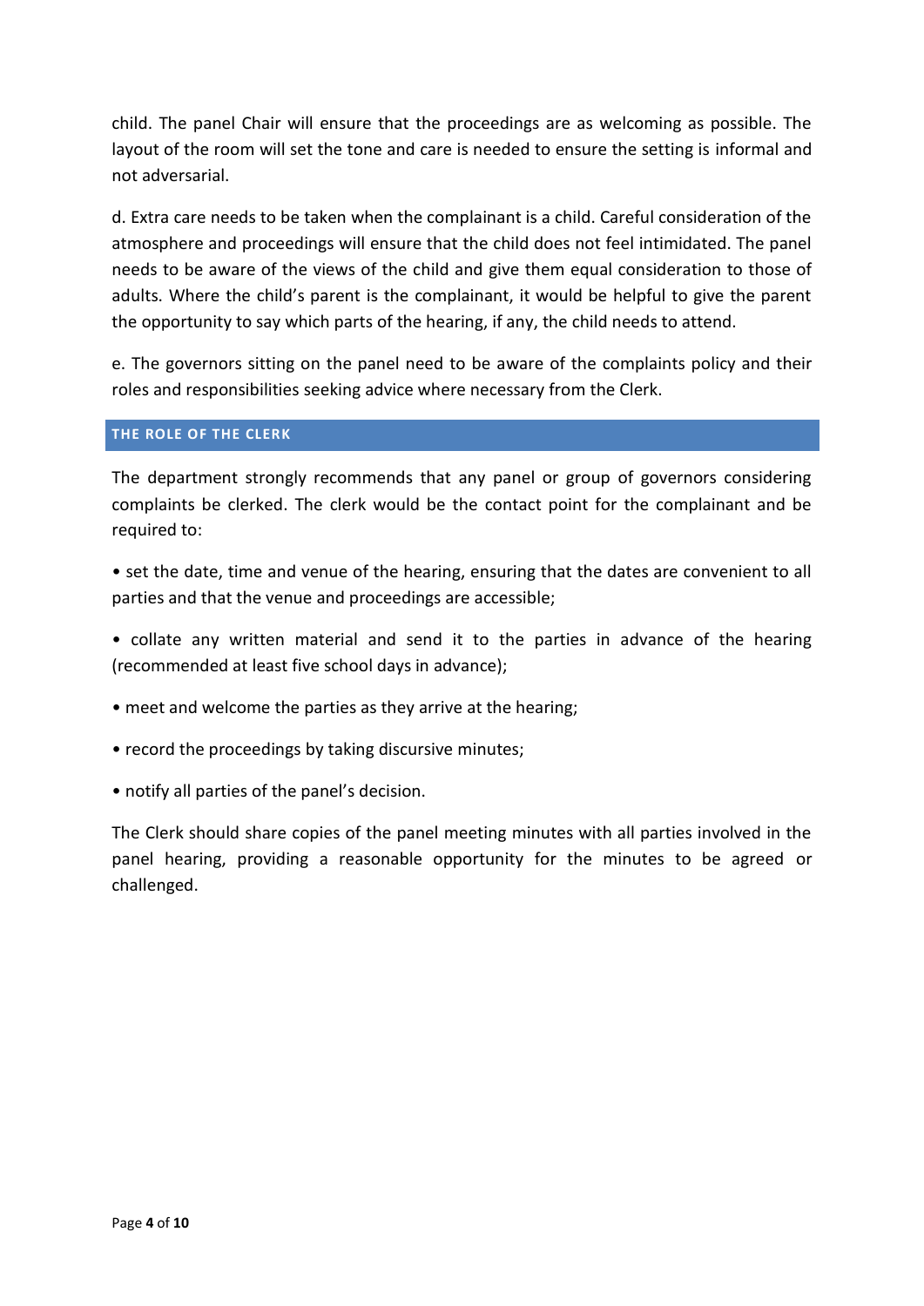child. The panel Chair will ensure that the proceedings are as welcoming as possible. The layout of the room will set the tone and care is needed to ensure the setting is informal and not adversarial.

d. Extra care needs to be taken when the complainant is a child. Careful consideration of the atmosphere and proceedings will ensure that the child does not feel intimidated. The panel needs to be aware of the views of the child and give them equal consideration to those of adults. Where the child's parent is the complainant, it would be helpful to give the parent the opportunity to say which parts of the hearing, if any, the child needs to attend.

e. The governors sitting on the panel need to be aware of the complaints policy and their roles and responsibilities seeking advice where necessary from the Clerk.

## THE ROLE OF THE CLERK

The department strongly recommends that any panel or group of governors considering complaints be clerked. The clerk would be the contact point for the complainant and be required to:

- set the date, time and venue of the hearing, ensuring that the dates are convenient to all parties and that the venue and proceedings are accessible;
- collate any written material and send it to the parties in advance of the hearing (recommended at least five school days in advance);
- meet and welcome the parties as they arrive at the hearing;
- record the proceedings by taking discursive minutes;
- notify all parties of the panel's decision.

The Clerk should share copies of the panel meeting minutes with all parties involved in the panel hearing, providing a reasonable opportunity for the minutes to be agreed or challenged.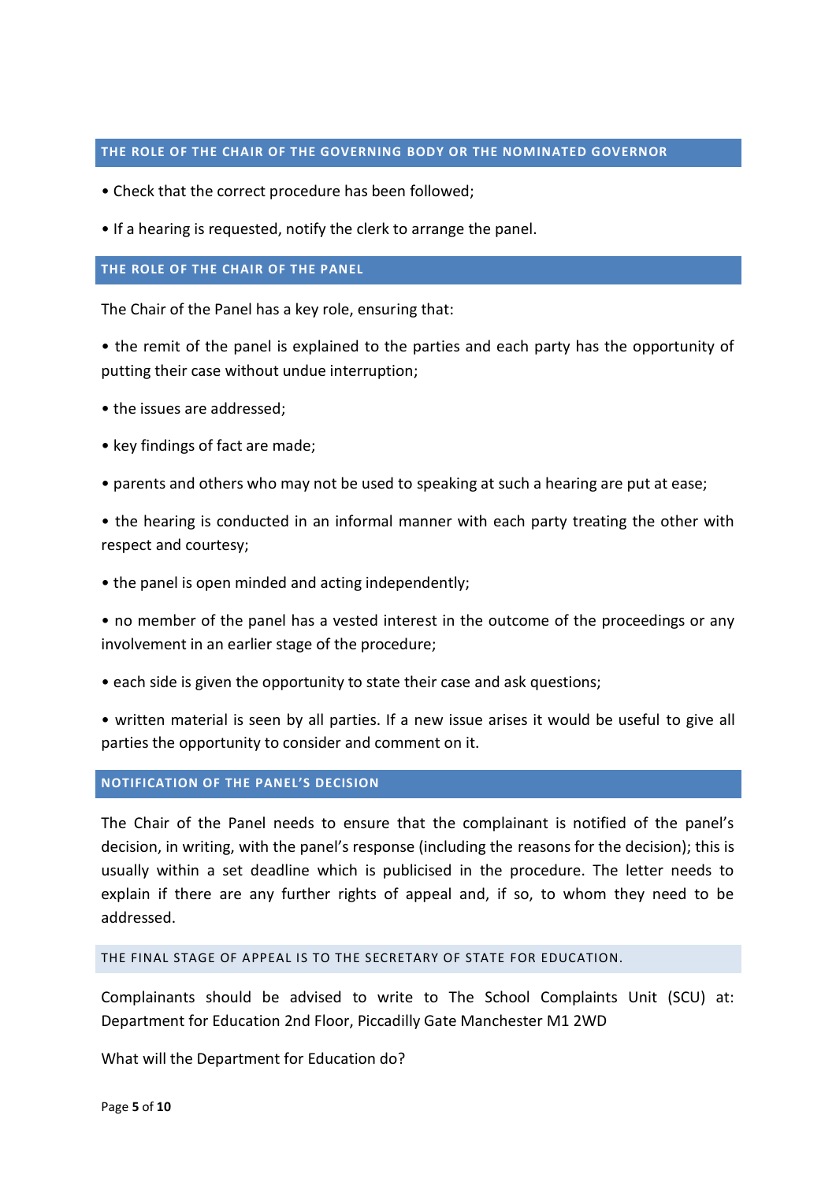## THE ROLE OF THE CHAIR OF THE GOVERNING BODY OR THE NOMINATED GOVERNOR

• Check that the correct procedure has been followed;

• If a hearing is requested, notify the clerk to arrange the panel.

## THE ROLE OF THE CHAIR OF THE PANEL

The Chair of the Panel has a key role, ensuring that:

• the remit of the panel is explained to the parties and each party has the opportunity of putting their case without undue interruption;

• the issues are addressed;

• key findings of fact are made;

• parents and others who may not be used to speaking at such a hearing are put at ease;

• the hearing is conducted in an informal manner with each party treating the other with respect and courtesy;

• the panel is open minded and acting independently;

• no member of the panel has a vested interest in the outcome of the proceedings or any involvement in an earlier stage of the procedure;

• each side is given the opportunity to state their case and ask questions;

• written material is seen by all parties. If a new issue arises it would be useful to give all parties the opportunity to consider and comment on it.

## NOTIFICATION OF THE PANEL'S DECISION

The Chair of the Panel needs to ensure that the complainant is notified of the panel's decision, in writing, with the panel's response (including the reasons for the decision); this is usually within a set deadline which is publicised in the procedure. The letter needs to explain if there are any further rights of appeal and, if so, to whom they need to be addressed.

### THE FINAL STAGE OF APPEAL IS TO THE SECRETARY OF STATE FOR EDUCATION.

Complainants should be advised to write to The School Complaints Unit (SCU) at: Department for Education 2nd Floor, Piccadilly Gate Manchester M1 2WD

What will the Department for Education do?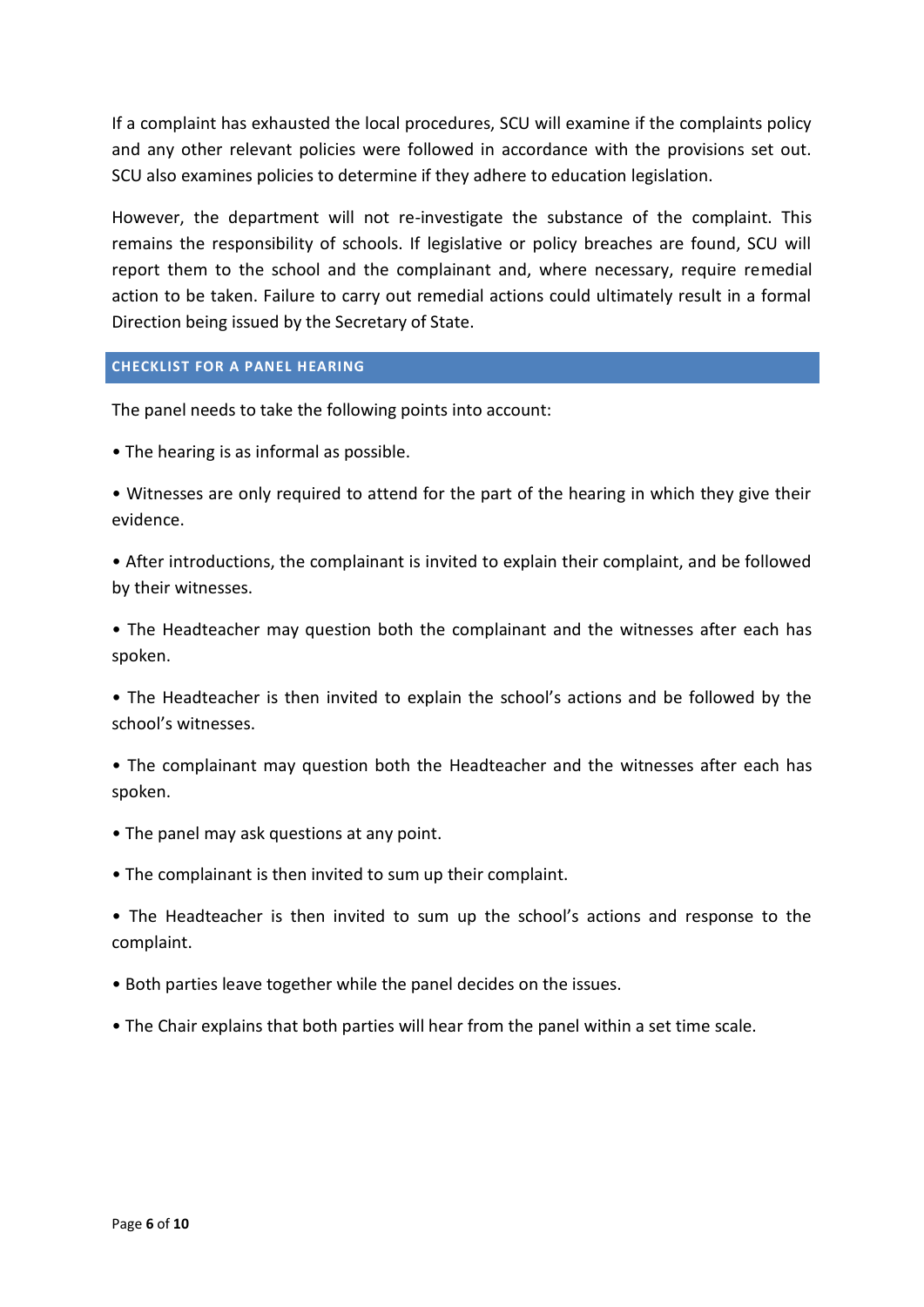If a complaint has exhausted the local procedures, SCU will examine if the complaints policy and any other relevant policies were followed in accordance with the provisions set out. SCU also examines policies to determine if they adhere to education legislation.

However, the department will not re-investigate the substance of the complaint. This remains the responsibility of schools. If legislative or policy breaches are found, SCU will report them to the school and the complainant and, where necessary, require remedial action to be taken. Failure to carry out remedial actions could ultimately result in a formal Direction being issued by the Secretary of State.

## CHECKLIST FOR A PANEL HEARING

The panel needs to take the following points into account:

- The hearing is as informal as possible.
- Witnesses are only required to attend for the part of the hearing in which they give their evidence.
- After introductions, the complainant is invited to explain their complaint, and be followed by their witnesses.
- The Headteacher may question both the complainant and the witnesses after each has spoken.
- The Headteacher is then invited to explain the school's actions and be followed by the school's witnesses.
- The complainant may question both the Headteacher and the witnesses after each has spoken.
- The panel may ask questions at any point.
- The complainant is then invited to sum up their complaint.
- The Headteacher is then invited to sum up the school's actions and response to the complaint.
- Both parties leave together while the panel decides on the issues.
- The Chair explains that both parties will hear from the panel within a set time scale.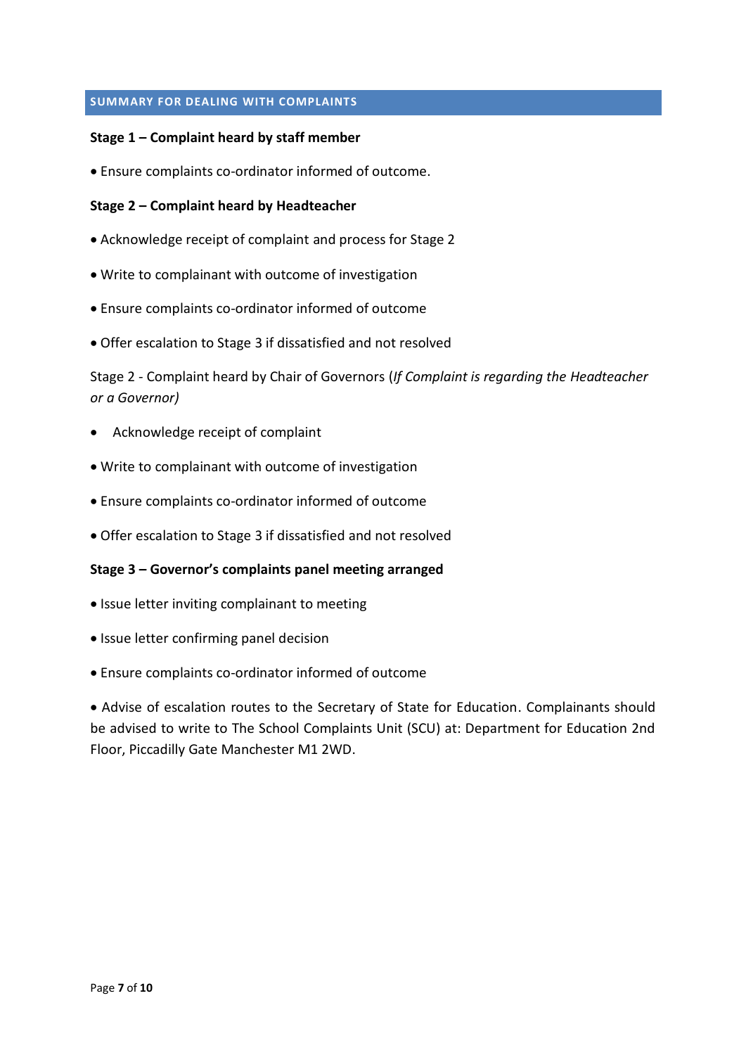## SUMMARY FOR DEALING WITH COMPLAINTS

**Stage 1 – Complaint heard by staff member**

- Ensure complaints co-ordinator informed of outcome.

**Stage 2 – Complaint heard by Headteacher**

- Acknowledge receipt of complaint and process for Stage 2
- Write to complainant with outcome of investigation
- Ensure complaints co-ordinator informed of outcome
- Offer escalation to Stage 3 if dissatisfied and not resolved

Stage 2 - Complaint heard by Chair of Governors (*If Complaint is regarding the Headteacher or a Governor)*

- Acknowledge receipt of complaint
- Write to complainant with outcome of investigation
- Ensure complaints co-ordinator informed of outcome
- Offer escalation to Stage 3 if dissatisfied and not resolved

**Stage 3 – Governor's complaints panel meeting arranged**

- Issue letter inviting complainant to meeting
- Issue letter confirming panel decision
- Ensure complaints co-ordinator informed of outcome
- Advise of escalation routes to the Secretary of State for Education. Complainants should be advised to write to The School Complaints Unit (SCU) at: Department for Education 2nd Floor, Piccadilly Gate Manchester M1 2WD.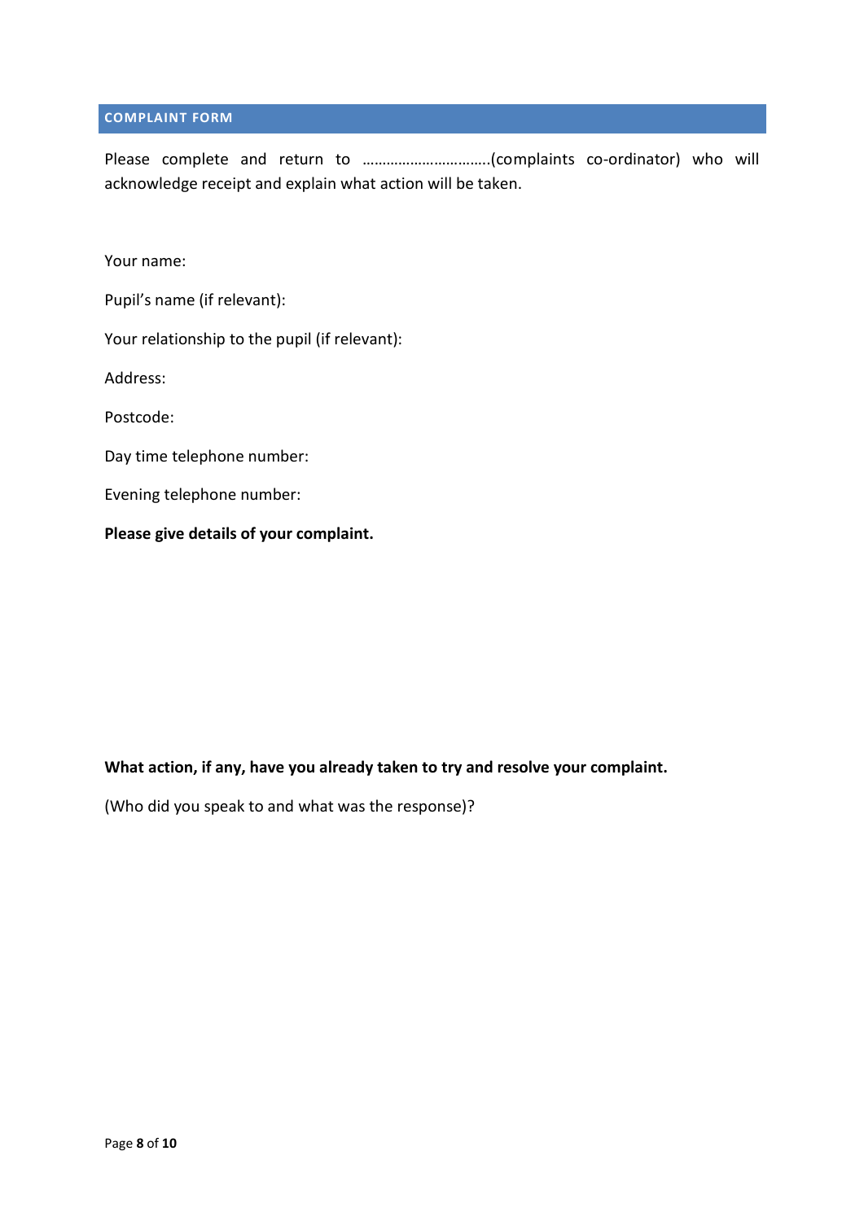## COMPLAINT FORM

Please complete and return to …………………………..(complaints co-ordinator) who will acknowledge receipt and explain what action will be taken.

Your name:

Pupil's name (if relevant):

Your relationship to the pupil (if relevant):

Address:

Postcode:

Day time telephone number:

Evening telephone number:

**Please give details of your complaint.**

**What action, if any, have you already taken to try and resolve your complaint.**

(Who did you speak to and what was the response)?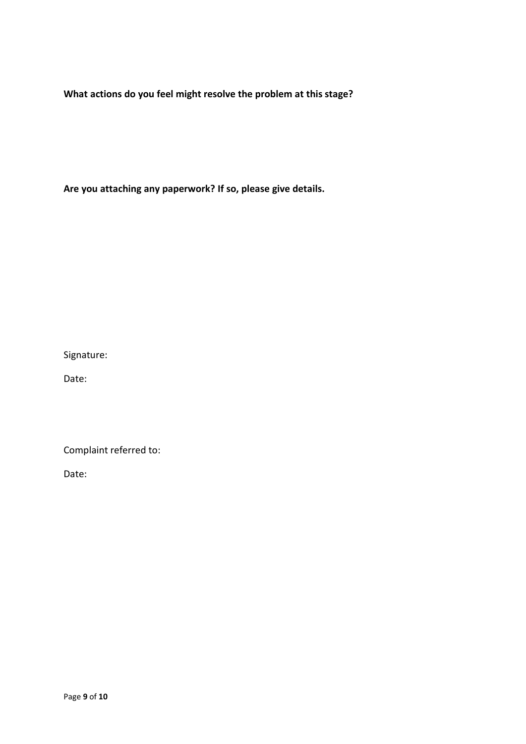**What actions do you feel might resolve the problem at this stage?**

**Are you attaching any paperwork? If so, please give details.**

Signature:

Date:

Complaint referred to:

Date: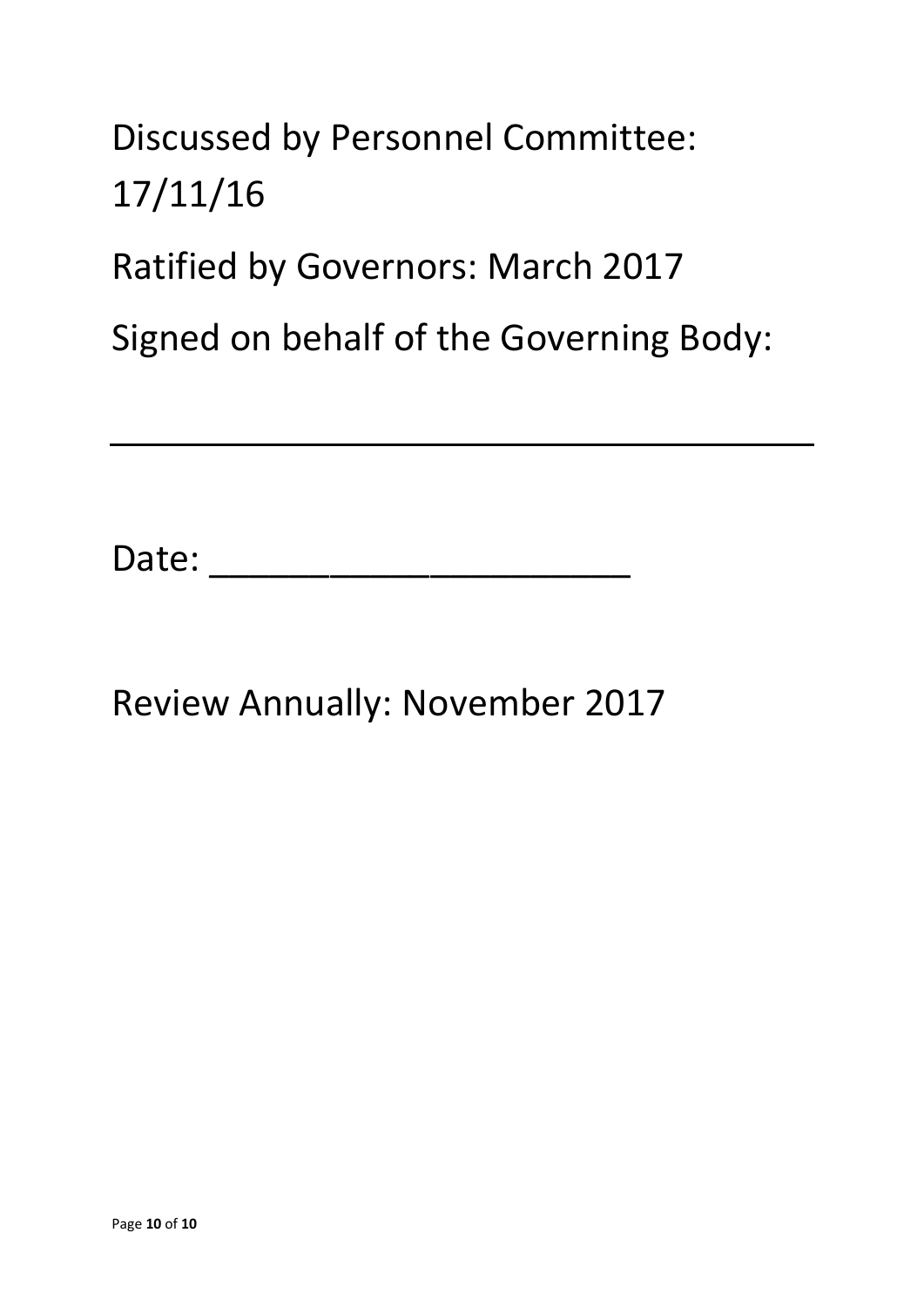Discussed by Personnel Committee: 17/11/16

Ratified by Governors: March 2017

Signed on behalf of the Governing Body:

___________________________________

Date: _____________________

Review Annually: November 2017